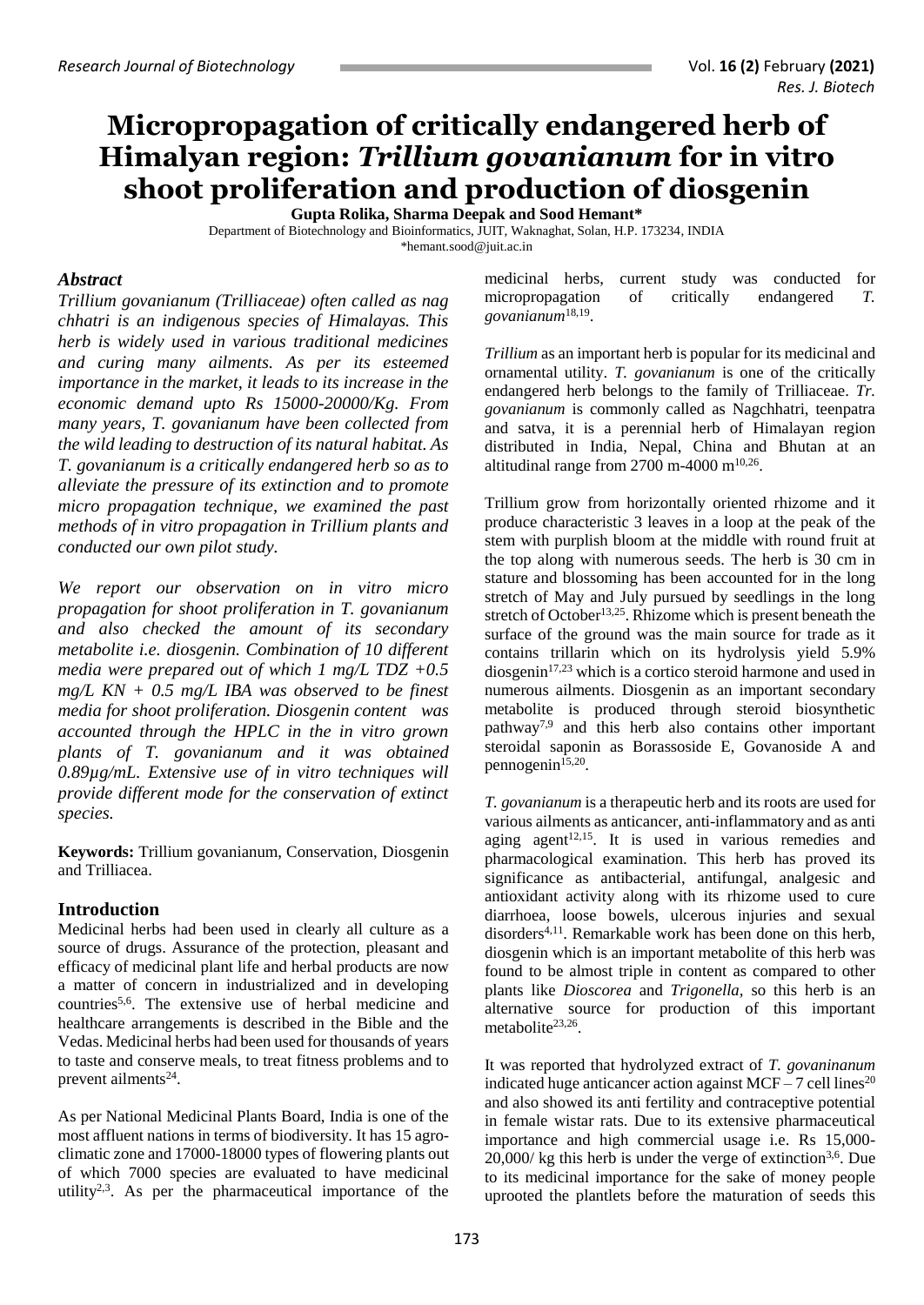# Micropropagation of critically endangered herb of Himalayan region: *Trillium govanianum* for in vitro shoot proliferation and production of diosgenin

**Gupta Rolika, Sharma Deepak and Sood Hemant\***

Department of Biotechnology and Bioinformatics, JUIT, Waknaghat, Solan, H.P. 173234, INDIA

\*hemant.sood@juit.ac.in

## *Abstract*

*Trillium govanianum (Trilliaceae) often called as nag chhatri is an indigenous species of Himalayas. This herb is widely used in various traditional medicines and curing many ailments. As per its esteemed importance in the market, it leads to its increase in the economic demand upto Rs 15000-20000/Kg. From many years, T. govanianum have been collected from the wild leading to destruction of its natural habitat. As T. govanianum is a critically endangered herb so as to alleviate the pressure of its extinction and to promote micro propagation technique, we examined the past methods of in vitro propagation in Trillium plants and conducted our own pilot study.*

*We report our observation on in vitro micro propagation for shoot proliferation in T. govanianum and also checked the amount of its secondary metabolite i.e. diosgenin. Combination of 10 different media were prepared out of which 1 mg/L TDZ +0.5 mg/L KN + 0.5 mg/L IBA was observed to be finest media for shoot proliferation. Diosgenin content was accounted through the HPLC in the in vitro grown plants of T. govanianum and it was obtained 0.89µg/mL. Extensive use of in vitro techniques will provide different mode for the conservation of extinct species.*

**Keywords:** Trillium govanianum, Conservation, Diosgenin and Trilliacea.

## Introduction

Medicinal herbs had been used in clearly all culture as a source of drugs. Assurance of the protection, pleasant and efficacy of medicinal plant life and herbal products are now a matter of concern in industrialized and in developing countries[5,6]. The extensive use of herbal medicine and healthcare arrangements is described in the Bible and the Vedas. Medicinal herbs had been used for thousands of years to taste and conserve meals, to treat fitness problems and to prevent ailments[24].

As per National Medicinal Plants Board, India is one of the most affluent nations in terms of biodiversity. It has 15 agro-climatic zone and 17000-18000 types of flowering plants out of which 7000 species are evaluated to have medicinal utility[2,3]. As per the pharmaceutical importance of the medicinal herbs, current study was conducted for micropropagation of critically endangered *T. govanianum*[18,19].

*Trillium* as an important herb is popular for its medicinal and ornamental utility. *T. govanianum* is one of the critically endangered herb belongs to the family of Trilliaceae. *Tr. govanianum* is commonly called as Nagchhatri, teenpatra and satva, it is a perennial herb of Himalayan region distributed in India, Nepal, China and Bhutan at an altitudinal range from 2700 m-4000 m[10,26].

Trillium grow from horizontally oriented rhizome and it produce characteristic 3 leaves in a loop at the peak of the stem with purplish bloom at the middle with round fruit at the top along with numerous seeds. The herb is 30 cm in stature and blossoming has been accounted for in the long stretch of May and July pursued by seedlings in the long stretch of October[13,25]. Rhizome which is present beneath the surface of the ground was the main source for trade as it contains trillarin which on its hydrolysis yield 5.9% diosgenin[17,23] which is a cortico steroid harmone and used in numerous ailments. Diosgenin as an important secondary metabolite is produced through steroid biosynthetic pathway[7,9] and this herb also contains other important steroidal saponin as Borassoside E, Govanoside A and pennogenin[15,20].

*T. govanianum* is a therapeutic herb and its roots are used for various ailments as anticancer, anti-inflammatory and as anti aging agent[12,15]. It is used in various remedies and pharmacological examination. This herb has proved its significance as antibacterial, antifungal, analgesic and antioxidant activity along with its rhizome used to cure diarrhoea, loose bowels, ulcerous injuries and sexual disorders[4,11]. Remarkable work has been done on this herb, diosgenin which is an important metabolite of this herb was found to be almost triple in content as compared to other plants like *Dioscorea* and *Trigonella*, so this herb is an alternative source for production of this important metabolite[23,26].

It was reported that hydrolyzed extract of *T. govaninanum* indicated huge anticancer action against MCF – 7 cell lines[20] and also showed its anti fertility and contraceptive potential in female wistar rats. Due to its extensive pharmaceutical importance and high commercial usage i.e. Rs 15,000-20,000/ kg this herb is under the verge of extinction[3,6]. Due to its medicinal importance for the sake of money people uprooted the plantlets before the maturation of seeds this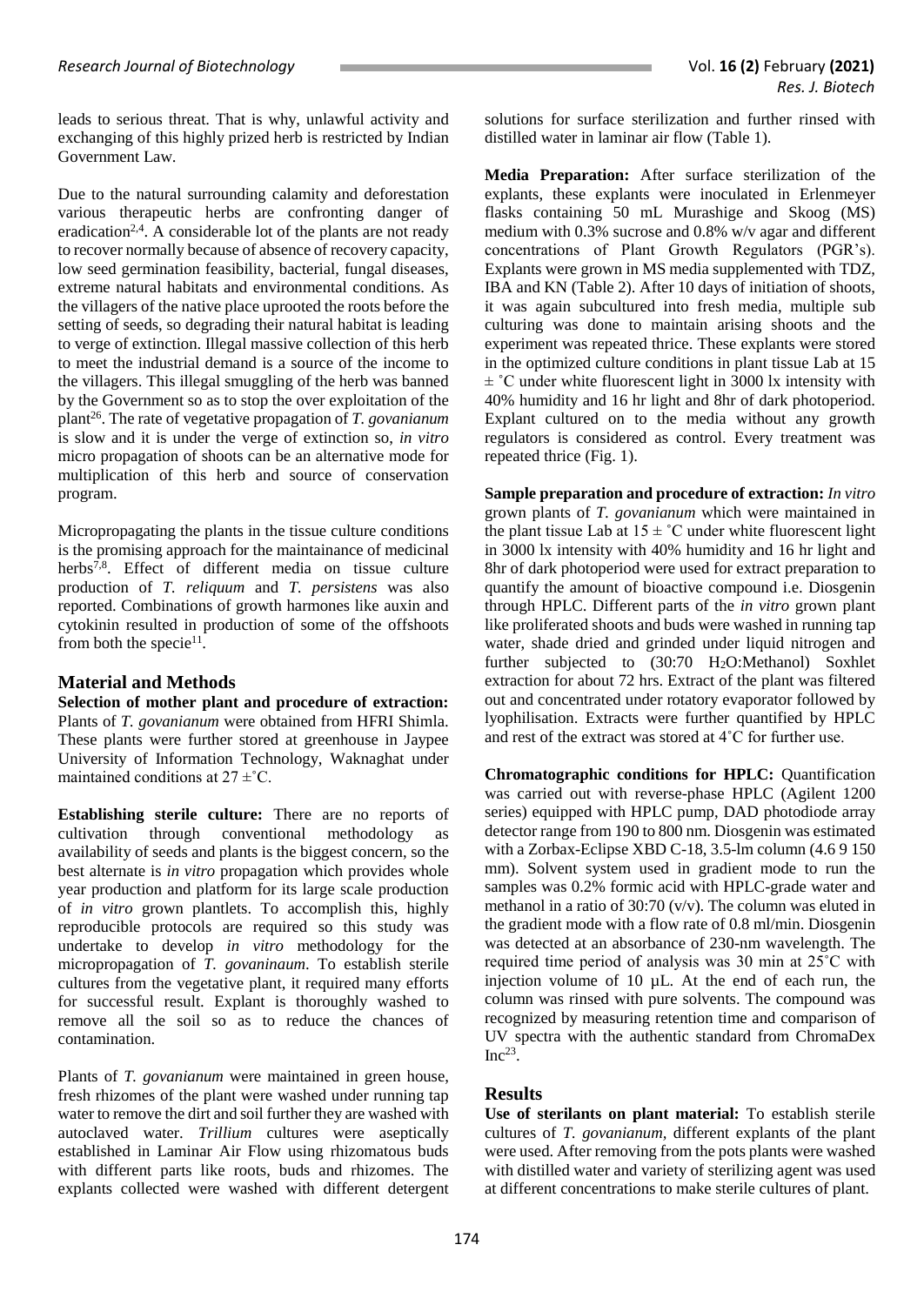leads to serious threat. That is why, unlawful activity and exchanging of this highly prized herb is restricted by Indian Government Law.

Due to the natural surrounding calamity and deforestation various therapeutic herbs are confronting danger of eradication[2,4]. A considerable lot of the plants are not ready to recover normally because of absence of recovery capacity, low seed germination feasibility, bacterial, fungal diseases, extreme natural habitats and environmental conditions. As the villagers of the native place uprooted the roots before the setting of seeds, so degrading their natural habitat is leading to verge of extinction. Illegal massive collection of this herb to meet the industrial demand is a source of the income to the villagers. This illegal smuggling of the herb was banned by the Government so as to stop the over exploitation of the plant[26]. The rate of vegetative propagation of *T. govanianum* is slow and it is under the verge of extinction so, *in vitro* micro propagation of shoots can be an alternative mode for multiplication of this herb and source of conservation program.

Micropropagating the plants in the tissue culture conditions is the promising approach for the maintainance of medicinal herbs[7,8]. Effect of different media on tissue culture production of *T. reliquum* and *T. persistens* was also reported. Combinations of growth harmones like auxin and cytokinin resulted in production of some of the offshoots from both the specie[11].

## Material and Methods

**Selection of mother plant and procedure of extraction:** Plants of *T. govanianum* were obtained from HFRI Shimla. These plants were further stored at greenhouse in Jaypee University of Information Technology, Waknaghat under maintained conditions at 27 ±˚C.

**Establishing sterile culture:** There are no reports of cultivation through conventional methodology as availability of seeds and plants is the biggest concern, so the best alternate is *in vitro* propagation which provides whole year production and platform for its large scale production of *in vitro* grown plantlets. To accomplish this, highly reproducible protocols are required so this study was undertake to develop *in vitro* methodology for the micropropagation of *T. govaninaum*. To establish sterile cultures from the vegetative plant, it required many efforts for successful result. Explant is thoroughly washed to remove all the soil so as to reduce the chances of contamination.

Plants of *T. govanianum* were maintained in green house, fresh rhizomes of the plant were washed under running tap water to remove the dirt and soil further they are washed with autoclaved water. *Trillium* cultures were aseptically established in Laminar Air Flow using rhizomatous buds with different parts like roots, buds and rhizomes. The explants collected were washed with different detergent solutions for surface sterilization and further rinsed with distilled water in laminar air flow (Table 1).

**Media Preparation:** After surface sterilization of the explants, these explants were inoculated in Erlenmeyer flasks containing 50 mL Murashige and Skoog (MS) medium with 0.3% sucrose and 0.8% w/v agar and different concentrations of Plant Growth Regulators (PGR's). Explants were grown in MS media supplemented with TDZ, IBA and KN (Table 2). After 10 days of initiation of shoots, it was again subcultured into fresh media, multiple sub culturing was done to maintain arising shoots and the experiment was repeated thrice. These explants were stored in the optimized culture conditions in plant tissue Lab at 15 ± ˚C under white fluorescent light in 3000 lx intensity with 40% humidity and 16 hr light and 8hr of dark photoperiod. Explant cultured on to the media without any growth regulators is considered as control. Every treatment was repeated thrice (Fig. 1).

**Sample preparation and procedure of extraction:** *In vitro* grown plants of *T. govanianum* which were maintained in the plant tissue Lab at 15 ± ˚C under white fluorescent light in 3000 lx intensity with 40% humidity and 16 hr light and 8hr of dark photoperiod were used for extract preparation to quantify the amount of bioactive compound i.e. Diosgenin through HPLC. Different parts of the *in vitro* grown plant like proliferated shoots and buds were washed in running tap water, shade dried and grinded under liquid nitrogen and further subjected to (30:70 $H_2O$:Methanol) Soxhlet extraction for about 72 hrs. Extract of the plant was filtered out and concentrated under rotatory evaporator followed by lyophilisation. Extracts were further quantified by HPLC and rest of the extract was stored at 4˚C for further use.

**Chromatographic conditions for HPLC:** Quantification was carried out with reverse-phase HPLC (Agilent 1200 series) equipped with HPLC pump, DAD photodiode array detector range from 190 to 800 nm. Diosgenin was estimated with a Zorbax-Eclipse XBD C-18, 3.5-lm column (4.6 9 150 mm). Solvent system used in gradient mode to run the samples was 0.2% formic acid with HPLC-grade water and methanol in a ratio of 30:70 (v/v). The column was eluted in the gradient mode with a flow rate of 0.8 ml/min. Diosgenin was detected at an absorbance of 230-nm wavelength. The required time period of analysis was 30 min at 25˚C with injection volume of 10 µL. At the end of each run, the column was rinsed with pure solvents. The compound was recognized by measuring retention time and comparison of UV spectra with the authentic standard from ChromaDex Inc[23].

## Results

**Use of sterilants on plant material:** To establish sterile cultures of *T. govanianum*, different explants of the plant were used. After removing from the pots plants were washed with distilled water and variety of sterilizing agent was used at different concentrations to make sterile cultures of plant.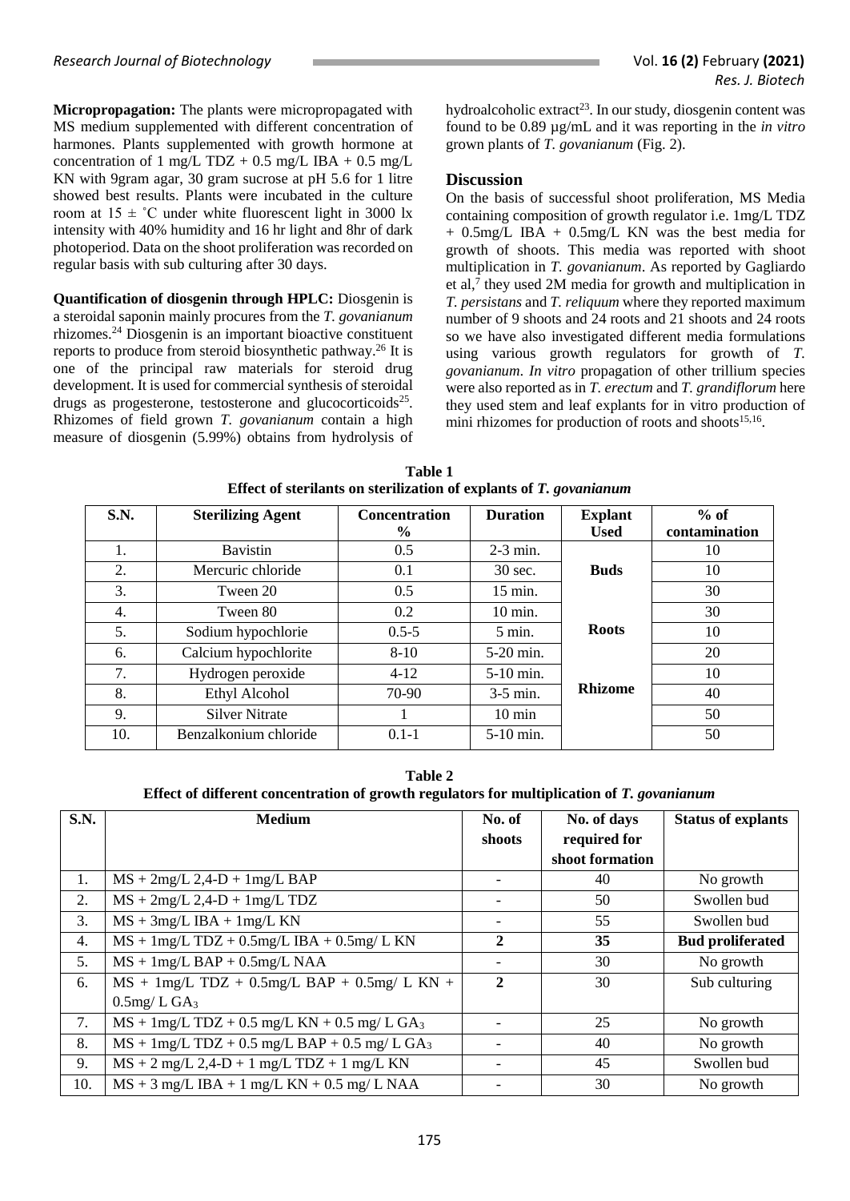**Micropropagation:** The plants were micropropagated with MS medium supplemented with different concentration of harmones. Plants supplemented with growth hormone at concentration of 1 mg/L TDZ + 0.5 mg/L IBA + 0.5 mg/L KN with 9gram agar, 30 gram sucrose at pH 5.6 for 1 litre showed best results. Plants were incubated in the culture room at 15 ± ˚C under white fluorescent light in 3000 lx intensity with 40% humidity and 16 hr light and 8hr of dark photoperiod. Data on the shoot proliferation was recorded on regular basis with sub culturing after 30 days.

**Quantification of diosgenin through HPLC:** Diosgenin is a steroidal saponin mainly procures from the *T. govanianum* rhizomes.[24] Diosgenin is an important bioactive constituent reports to produce from steroid biosynthetic pathway.[26] It is one of the principal raw materials for steroid drug development. It is used for commercial synthesis of steroidal drugs as progesterone, testosterone and glucocorticoids[25]. Rhizomes of field grown *T. govanianum* contain a high measure of diosgenin (5.99%) obtains from hydrolysis of hydroalcoholic extract[23]. In our study, diosgenin content was found to be 0.89 µg/mL and it was reporting in the *in vitro* grown plants of *T. govanianum* (Fig. 2).

## Discussion

On the basis of successful shoot proliferation, MS Media containing composition of growth regulator i.e. 1mg/L TDZ + 0.5mg/L IBA + 0.5mg/L KN was the best media for growth of shoots. This media was reported with shoot multiplication in *T. govanianum*. As reported by Gagliardo et al,[7] they used 2M media for growth and multiplication in *T. persistans* and *T. reliquum* where they reported maximum number of 9 shoots and 24 roots and 21 shoots and 24 roots so we have also investigated different media formulations using various growth regulators for growth of *T. govanianum*. *In vitro* propagation of other trillium species were also reported as in *T. erectum* and *T. grandiflorum* here they used stem and leaf explants for in vitro production of mini rhizomes for production of roots and shoots[15,16].

**Table 1**
**Effect of sterilants on sterilization of explants of *T. govanianum***

| S.N. | Sterilizing Agent | Concentration % | Duration | Explant Used | % of contamination |
|---|---|---|---|---|---|
| 1. | Bavistin | 0.5 | 2-3 min. | Buds | 10 |
| 2. | Mercuric chloride | 0.1 | 30 sec. | | 10 |
| 3. | Tween 20 | 0.5 | 15 min. | | 30 |
| 4. | Tween 80 | 0.2 | 10 min. | Roots | 30 |
| 5. | Sodium hypochlorie | 0.5-5 | 5 min. | | 10 |
| 6. | Calcium hypochlorite | 8-10 | 5-20 min. | | 20 |
| 7. | Hydrogen peroxide | 4-12 | 5-10 min. | Rhizome | 10 |
| 8. | Ethyl Alcohol | 70-90 | 3-5 min. | | 40 |
| 9. | Silver Nitrate | 1 | 10 min | | 50 |
| 10. | Benzalkonium chloride | 0.1-1 | 5-10 min. | | 50 |

**Table 2**
**Effect of different concentration of growth regulators for multiplication of *T. govanianum***

| S.N. | Medium | No. of shoots | No. of days required for shoot formation | Status of explants |
|---|---|---|---|---|
| 1. | MS + 2mg/L 2,4-D + 1mg/L BAP | - | 40 | No growth |
| 2. | MS + 2mg/L 2,4-D + 1mg/L TDZ | - | 50 | Swollen bud |
| 3. | MS + 3mg/L IBA + 1mg/L KN | - | 55 | Swollen bud |
| 4. | MS + 1mg/L TDZ + 0.5mg/L IBA + 0.5mg/ L KN | **2** | **35** | **Bud proliferated** |
| 5. | MS + 1mg/L BAP + 0.5mg/L NAA | - | 30 | No growth |
| 6. | MS + 1mg/L TDZ + 0.5mg/L BAP + 0.5mg/ L KN + 0.5mg/ L $GA_3$ | **2** | 30 | Sub culturing |
| 7. | MS + 1mg/L TDZ + 0.5 mg/L KN + 0.5 mg/ L $GA_3$ | - | 25 | No growth |
| 8. | MS + 1mg/L TDZ + 0.5 mg/L BAP + 0.5 mg/ L $GA_3$ | - | 40 | No growth |
| 9. | MS + 2 mg/L 2,4-D + 1 mg/L TDZ + 1 mg/L KN | - | 45 | Swollen bud |
| 10. | MS + 3 mg/L IBA + 1 mg/L KN + 0.5 mg/ L NAA | - | 30 | No growth |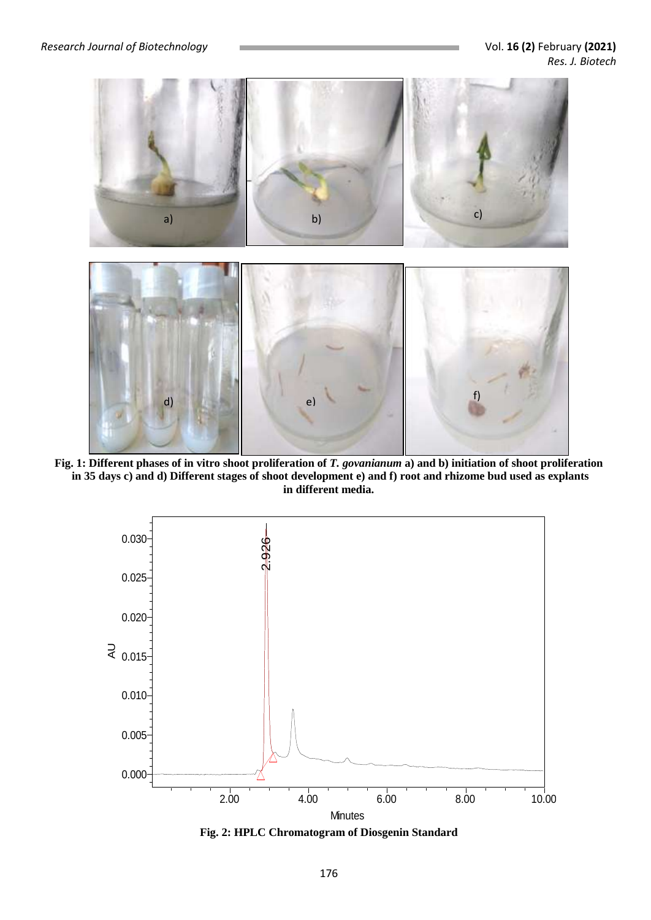**Fig. 1: Different phases of in vitro shoot proliferation of *T. govanianum* a) and b) initiation of shoot proliferation in 35 days c) and d) Different stages of shoot development e) and f) root and rhizome bud used as explants in different media.**

**Fig. 2: HPLC Chromatogram of Diosgenin Standard**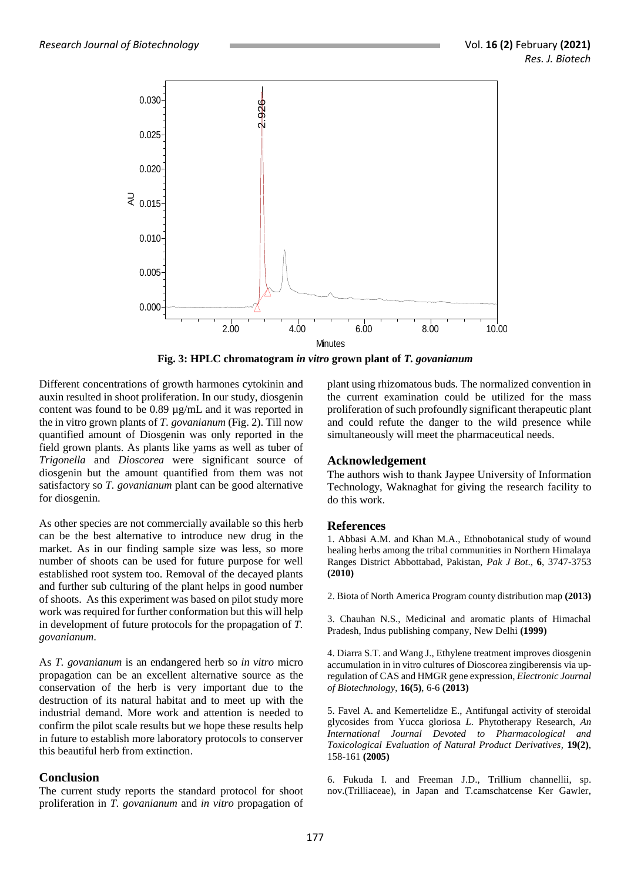Fig. 3: HPLC chromatogram *in vitro* grown plant of *T. govanianum*

Different concentrations of growth harmones cytokinin and auxin resulted in shoot proliferation. In our study, diosgenin content was found to be 0.89 µg/mL and it was reported in the in vitro grown plants of *T. govanianum* (Fig. 2). Till now quantified amount of Diosgenin was only reported in the field grown plants. As plants like yams as well as tuber of *Trigonella* and *Dioscorea* were significant source of diosgenin but the amount quantified from them was not satisfactory so *T. govanianum* plant can be good alternative for diosgenin.

As other species are not commercially available so this herb can be the best alternative to introduce new drug in the market. As in our finding sample size was less, so more number of shoots can be used for future purpose for well established root system too. Removal of the decayed plants and further sub culturing of the plant helps in good number of shoots. As this experiment was based on pilot study more work was required for further conformation but this will help in development of future protocols for the propagation of *T. govanianum*.

As *T. govanianum* is an endangered herb so *in vitro* micro propagation can be an excellent alternative source as the conservation of the herb is very important due to the destruction of its natural habitat and to meet up with the industrial demand. More work and attention is needed to confirm the pilot scale results but we hope these results help in future to establish more laboratory protocols to conserver this beautiful herb from extinction.

## Conclusion

The current study reports the standard protocol for shoot proliferation in *T. govanianum* and *in vitro* propagation of plant using rhizomatous buds. The normalized convention in the current examination could be utilized for the mass proliferation of such profoundly significant therapeutic plant and could refute the danger to the wild presence while simultaneously will meet the pharmaceutical needs.

## Acknowledgement

The authors wish to thank Jaypee University of Information Technology, Waknaghat for giving the research facility to do this work.

## References

1. Abbasi A.M. and Khan M.A., Ethnobotanical study of wound healing herbs among the tribal communities in Northern Himalaya Ranges District Abbottabad, Pakistan, *Pak J Bot*., **6**, 3747-3753 **(2010)**

2. Biota of North America Program county distribution map **(2013)**

3. Chauhan N.S., Medicinal and aromatic plants of Himachal Pradesh, Indus publishing company, New Delhi **(1999)**

4. Diarra S.T. and Wang J., Ethylene treatment improves diosgenin accumulation in in vitro cultures of Dioscorea zingiberensis via up-regulation of CAS and HMGR gene expression, *Electronic Journal of Biotechnology*, **16(5)**, 6-6 **(2013)**

5. Favel A. and Kemertelidze E., Antifungal activity of steroidal glycosides from Yucca gloriosa *L*. Phytotherapy Research, *An International Journal Devoted to Pharmacological and Toxicological Evaluation of Natural Product Derivatives*, **19(2)**, 158-161 **(2005)**

6. Fukuda I. and Freeman J.D., Trillium channellii, sp. nov.(Trilliaceae), in Japan and T.camschatcense Ker Gawler,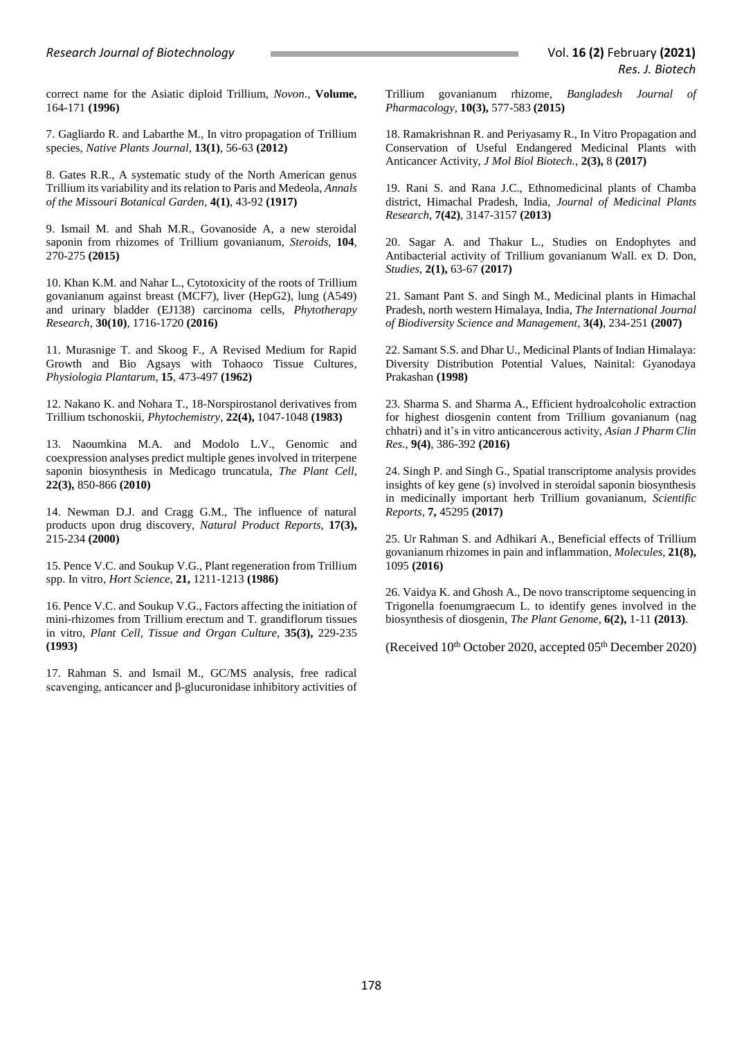correct name for the Asiatic diploid Trillium, *Novon*., **Volume,** 164-171 **(1996)**

7. Gagliardo R. and Labarthe M., In vitro propagation of Trillium species, *Native Plants Journal*, **13(1)**, 56-63 **(2012)**

8. Gates R.R., A systematic study of the North American genus Trillium its variability and its relation to Paris and Medeola, *Annals of the Missouri Botanical Garden*, **4(1)**, 43-92 **(1917)**

9. Ismail M. and Shah M.R., Govanoside A, a new steroidal saponin from rhizomes of Trillium govanianum, *Steroids*, **104**, 270-275 **(2015)**

10. Khan K.M. and Nahar L., Cytotoxicity of the roots of Trillium govanianum against breast (MCF7), liver (HepG2), lung (A549) and urinary bladder (EJ138) carcinoma cells, *Phytotherapy Research*, **30(10)**, 1716-1720 **(2016)**

11. Murasnige T. and Skoog F., A Revised Medium for Rapid Growth and Bio Agsays with Tohaoco Tissue Cultures, *Physiologia Plantarum*, **15**, 473-497 **(1962)**

12. Nakano K. and Nohara T., 18-Norspirostanol derivatives from Trillium tschonoskii, *Phytochemistry*, **22(4),** 1047-1048 **(1983)**

13. Naoumkina M.A. and Modolo L.V., Genomic and coexpression analyses predict multiple genes involved in triterpene saponin biosynthesis in Medicago truncatula, *The Plant Cell*, **22(3),** 850-866 **(2010)**

14. Newman D.J. and Cragg G.M., The influence of natural products upon drug discovery, *Natural Product Reports*, **17(3),** 215-234 **(2000)**

15. Pence V.C. and Soukup V.G., Plant regeneration from Trillium spp. In vitro, *Hort Science*, **21,** 1211-1213 **(1986)**

16. Pence V.C. and Soukup V.G., Factors affecting the initiation of mini-rhizomes from Trillium erectum and T. grandiflorum tissues in vitro, *Plant Cell, Tissue and Organ Culture*, **35(3),** 229-235 **(1993)**

17. Rahman S. and Ismail M., GC/MS analysis, free radical scavenging, anticancer and β-glucuronidase inhibitory activities of Trillium govanianum rhizome, *Bangladesh Journal of Pharmacology*, **10(3),** 577-583 **(2015)**

18. Ramakrishnan R. and Periyasamy R., In Vitro Propagation and Conservation of Useful Endangered Medicinal Plants with Anticancer Activity, *J Mol Biol Biotech.*, **2(3),** 8 **(2017)**

19. Rani S. and Rana J.C., Ethnomedicinal plants of Chamba district, Himachal Pradesh, India, *Journal of Medicinal Plants Research*, **7(42)**, 3147-3157 **(2013)**

20. Sagar A. and Thakur L., Studies on Endophytes and Antibacterial activity of Trillium govanianum Wall. ex D. Don, *Studies*, **2(1),** 63-67 **(2017)**

21. Samant Pant S. and Singh M., Medicinal plants in Himachal Pradesh, north western Himalaya, India, *The International Journal of Biodiversity Science and Management*, **3(4)**, 234-251 **(2007)**

22. Samant S.S. and Dhar U., Medicinal Plants of Indian Himalaya: Diversity Distribution Potential Values, Nainital: Gyanodaya Prakashan **(1998)**

23. Sharma S. and Sharma A., Efficient hydroalcoholic extraction for highest diosgenin content from Trillium govanianum (nag chhatri) and it's in vitro anticancerous activity, *Asian J Pharm Clin Res*., **9(4)**, 386-392 **(2016)**

24. Singh P. and Singh G., Spatial transcriptome analysis provides insights of key gene (s) involved in steroidal saponin biosynthesis in medicinally important herb Trillium govanianum, *Scientific Reports*, **7,** 45295 **(2017)**

25. Ur Rahman S. and Adhikari A., Beneficial effects of Trillium govanianum rhizomes in pain and inflammation, *Molecules*, **21(8),** 1095 **(2016)**

26. Vaidya K. and Ghosh A., De novo transcriptome sequencing in Trigonella foenumgraecum L. to identify genes involved in the biosynthesis of diosgenin, *The Plant Genome*, **6(2),** 1-11 **(2013)**.

(Received 10th October 2020, accepted 05th December 2020)